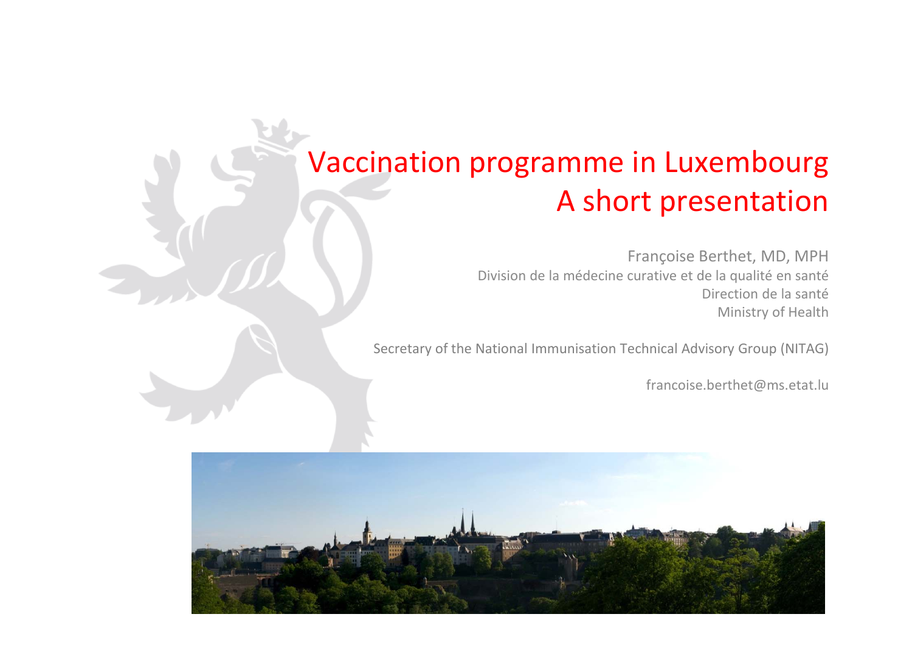# Vaccination programme in Luxembourg
# A short presentation

Françoise Berthet, MD, MPH
Division de la médecine curative et de la qualité en santé
Direction de la santé
Ministry of Health

Secretary of the National Immunisation Technical Advisory Group (NITAG)

francoise.berthet@ms.etat.lu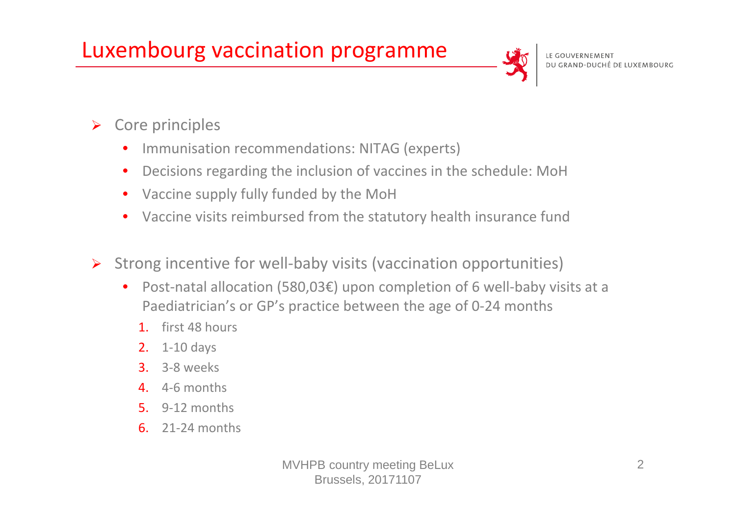# Luxembourg vaccination programme

- Core principles
  - Immunisation recommendations: NITAG (experts)
  - Decisions regarding the inclusion of vaccines in the schedule: MoH
  - Vaccine supply fully funded by the MoH
  - Vaccine visits reimbursed from the statutory health insurance fund

- Strong incentive for well-baby visits (vaccination opportunities)
  - Post-natal allocation (580,03€) upon completion of 6 well-baby visits at a Paediatrician's or GP's practice between the age of 0-24 months
    1. first 48 hours
    2. 1-10 days
    3. 3-8 weeks
    4. 4-6 months
    5. 9-12 months
    6. 21-24 months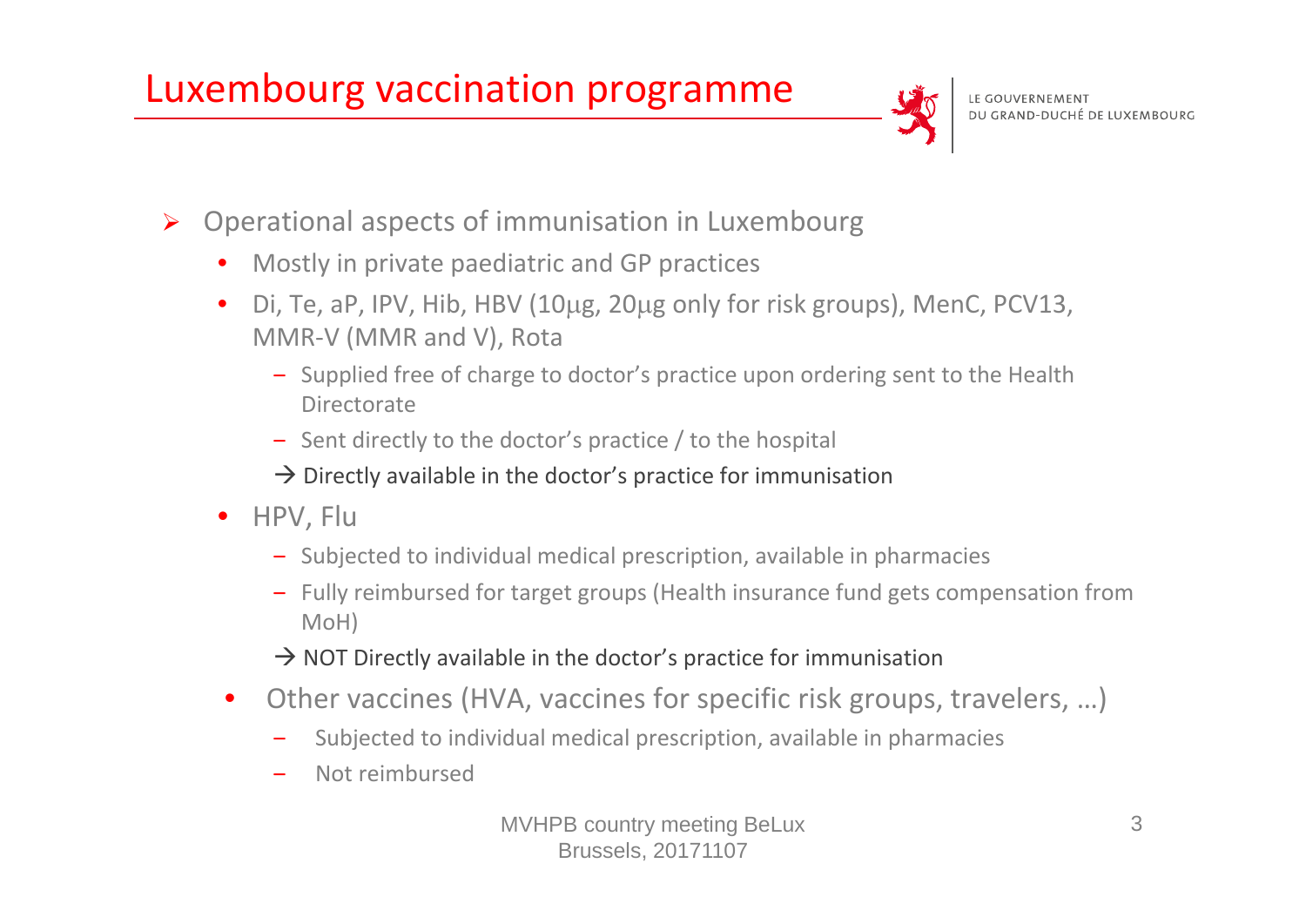# Luxembourg vaccination programme

LE GOUVERNEMENT
DU GRAND-DUCHÉ DE LUXEMBOURG

- Operational aspects of immunisation in Luxembourg
  - Mostly in private paediatric and GP practices
  - Di, Te, aP, IPV, Hib, HBV (10µg, 20µg only for risk groups), MenC, PCV13, MMR-V (MMR and V), Rota
    - Supplied free of charge to doctor's practice upon ordering sent to the Health Directorate
    - Sent directly to the doctor's practice / to the hospital

    → Directly available in the doctor's practice for immunisation
  - HPV, Flu
    - Subjected to individual medical prescription, available in pharmacies
    - Fully reimbursed for target groups (Health insurance fund gets compensation from MoH)

    → NOT Directly available in the doctor's practice for immunisation
  - Other vaccines (HVA, vaccines for specific risk groups, travelers, …)
    - Subjected to individual medical prescription, available in pharmacies
    - Not reimbursed

MVHPB country meeting BeLux
Brussels, 20171107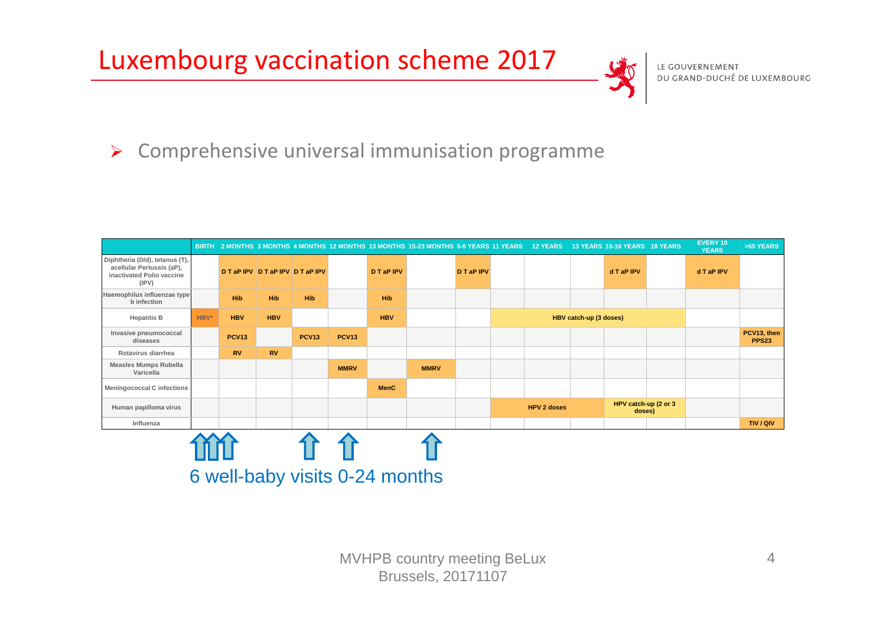# Luxembourg vaccination scheme 2017

LE GOUVERNEMENT DU GRAND-DUCHÉ DE LUXEMBOURG

- Comprehensive universal immunisation programme

| | BIRTH | 2 MONTHS | 3 MONTHS | 4 MONTHS | 12 MONTHS | 13 MONTHS | 15-23 MONTHS | 5-6 YEARS | 11 YEARS | 12 YEARS | 13 YEARS | 15-16 YEARS | 18 YEARS | EVERY 10 YEARS | >65 YEARS |
|---|---|---|---|---|---|---|---|---|---|---|---|---|---|---|---|
| Diphtheria (D/d), tetanus (T), acellular Pertussis (aP), inactivated Polio vaccine (IPV) | | D T aP IPV | D T aP IPV | D T aP IPV | | D T aP IPV | | D T aP IPV | | | | d T aP IPV | | d T aP IPV | |
| Haemophilus influenzae type b infection | | Hib | Hib | Hib | | Hib | | | | | | | | | |
| Hepatitis B | HBV* | HBV | HBV | | | HBV | | | HBV catch-up (3 doses) | | | | | | |
| Invasive pneumococcal diseases | | PCV13 | | PCV13 | PCV13 | | | | | | | | | | PCV13, then PPS23 |
| Rotavirus diarrhea | | RV | RV | | | | | | | | | | | | |
| Measles Mumps Rubella Varicella | | | | | MMRV | | MMRV | | | | | | | | |
| Meningococcal C infections | | | | | | MenC | | | | | | | | | |
| Human papilloma virus | | | | | | | | | HPV 2 doses | | | HPV catch-up (2 or 3 doses) | | | |
| Influenza | | | | | | | | | | | | | | | TIV / QIV |

6 well-baby visits 0-24 months

MVHPB country meeting BeLux
Brussels, 20171107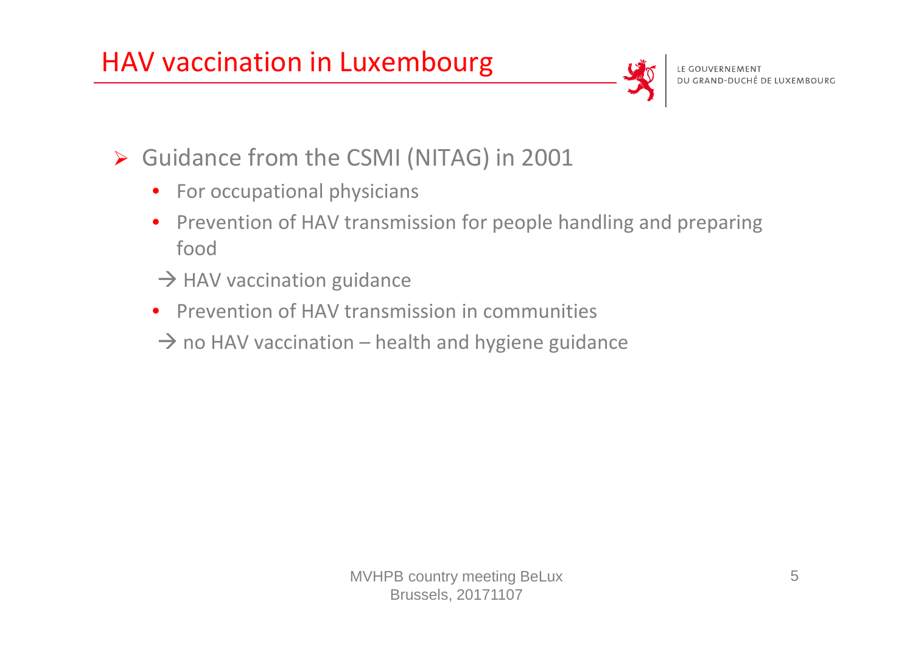# HAV vaccination in Luxembourg

LE GOUVERNEMENT
DU GRAND-DUCHÉ DE LUXEMBOURG

- Guidance from the CSMI (NITAG) in 2001
  - For occupational physicians
  - Prevention of HAV transmission for people handling and preparing food

  → HAV vaccination guidance

  - Prevention of HAV transmission in communities

  → no HAV vaccination – health and hygiene guidance

MVHPB country meeting BeLux
Brussels, 20171107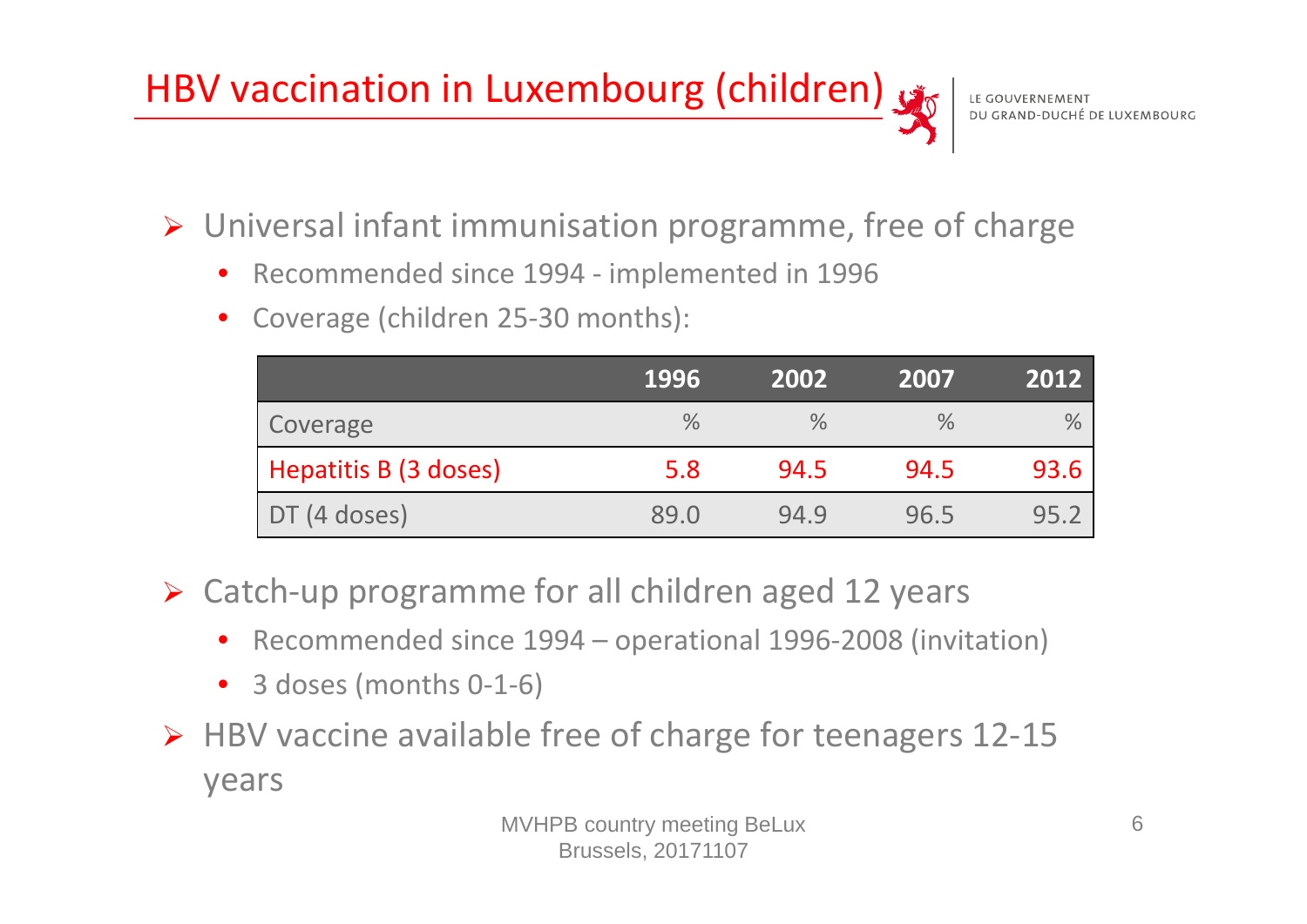# HBV vaccination in Luxembourg (children)

LE GOUVERNEMENT
DU GRAND-DUCHÉ DE LUXEMBOURG

- Universal infant immunisation programme, free of charge
  - Recommended since 1994 - implemented in 1996
  - Coverage (children 25-30 months):

| | 1996 | 2002 | 2007 | 2012 |
|---|---|---|---|---|
| Coverage | % | % | % | % |
| Hepatitis B (3 doses) | 5.8 | 94.5 | 94.5 | 93.6 |
| DT (4 doses) | 89.0 | 94.9 | 96.5 | 95.2 |

- Catch-up programme for all children aged 12 years
  - Recommended since 1994 – operational 1996-2008 (invitation)
  - 3 doses (months 0-1-6)
- HBV vaccine available free of charge for teenagers 12-15 years

MVHPB country meeting BeLux
Brussels, 20171107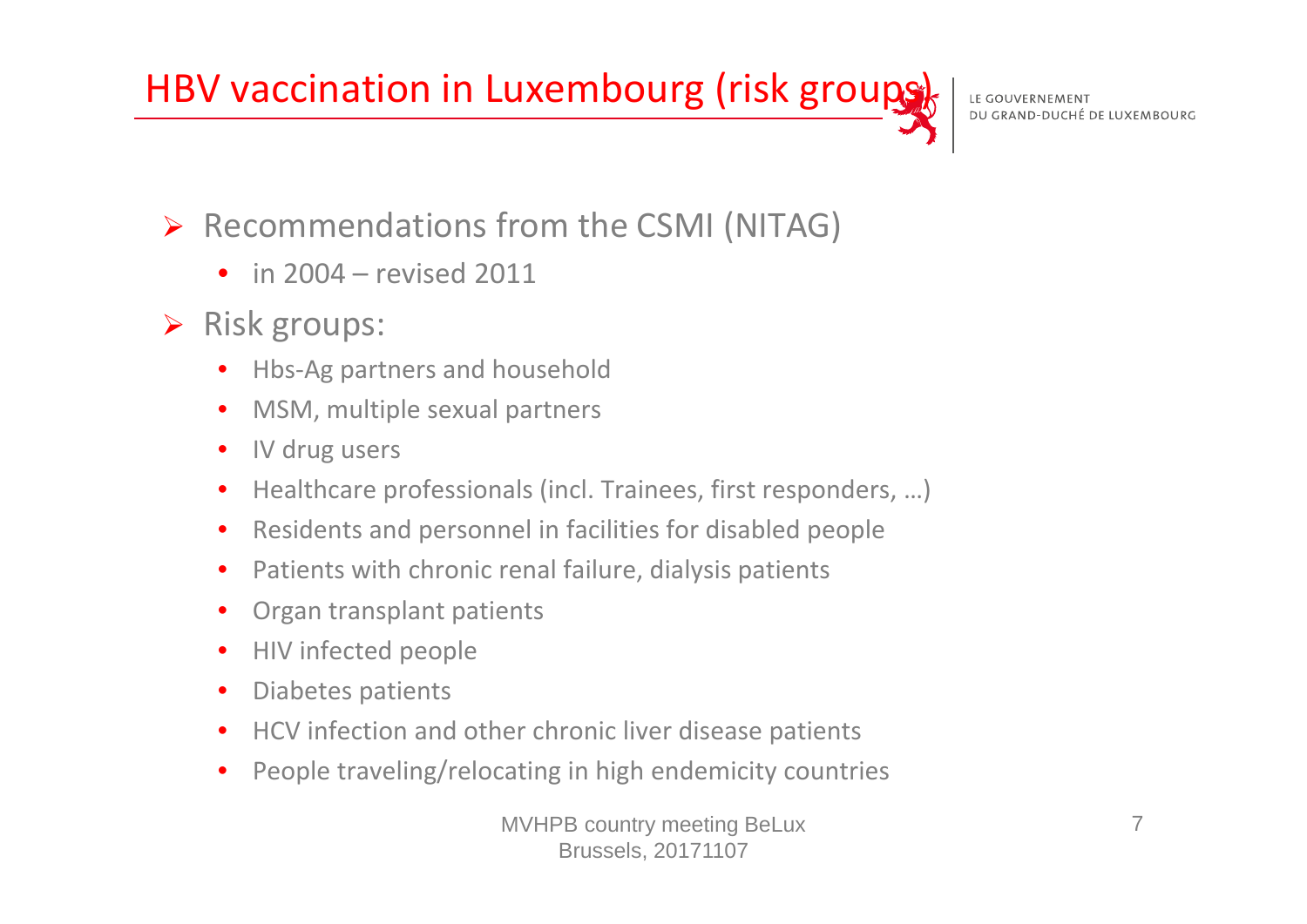# HBV vaccination in Luxembourg (risk groups)

- Recommendations from the CSMI (NITAG)
  - in 2004 – revised 2011
- Risk groups:
  - Hbs-Ag partners and household
  - MSM, multiple sexual partners
  - IV drug users
  - Healthcare professionals (incl. Trainees, first responders, …)
  - Residents and personnel in facilities for disabled people
  - Patients with chronic renal failure, dialysis patients
  - Organ transplant patients
  - HIV infected people
  - Diabetes patients
  - HCV infection and other chronic liver disease patients
  - People traveling/relocating in high endemicity countries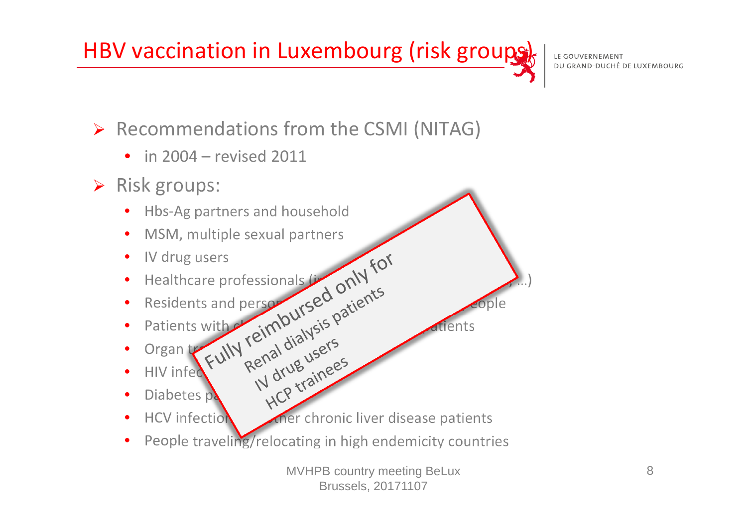# HBV vaccination in Luxembourg (risk groups)

LE GOUVERNEMENT DU GRAND-DUCHÉ DE LUXEMBOURG

- Recommendations from the CSMI (NITAG)
  - in 2004 – revised 2011
- Risk groups:
  - Hbs-Ag partners and household
  - MSM, multiple sexual partners
  - IV drug users
  - Healthcare professionals (i… …)
  - Residents and perso… …eople
  - Patients with c… …atients
  - Organ tr…
  - HIV infec…
  - Diabetes p…
  - HCV infectio… …ther chronic liver disease patients
  - People traveling/relocating in high endemicity countries

Fully reimbursed only for
Renal dialysis patients
IV drug users
HCP trainees

MVHPB country meeting BeLux
Brussels, 20171107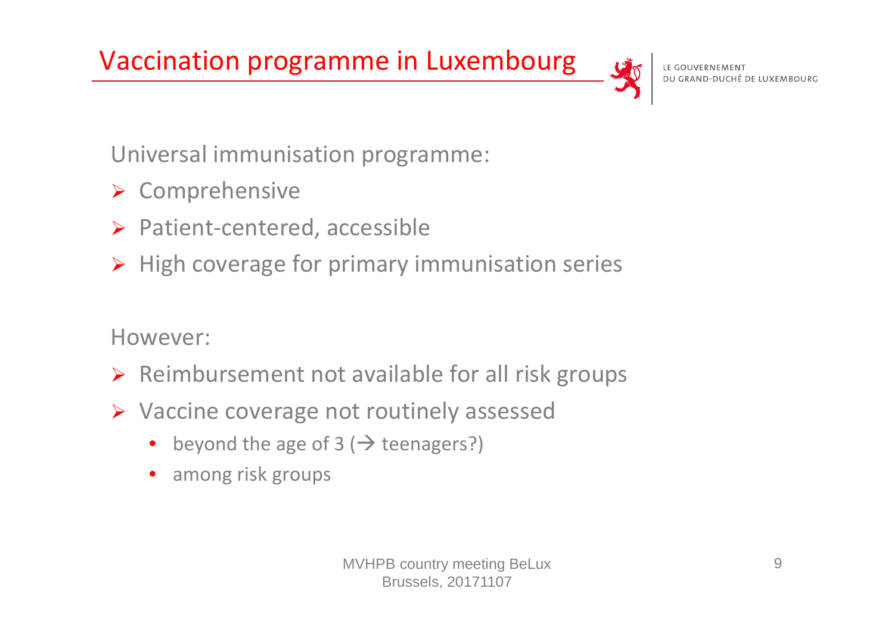# Vaccination programme in Luxembourg

Universal immunisation programme:

- Comprehensive
- Patient-centered, accessible
- High coverage for primary immunisation series

However:

- Reimbursement not available for all risk groups
- Vaccine coverage not routinely assessed
  - beyond the age of 3 (→ teenagers?)
  - among risk groups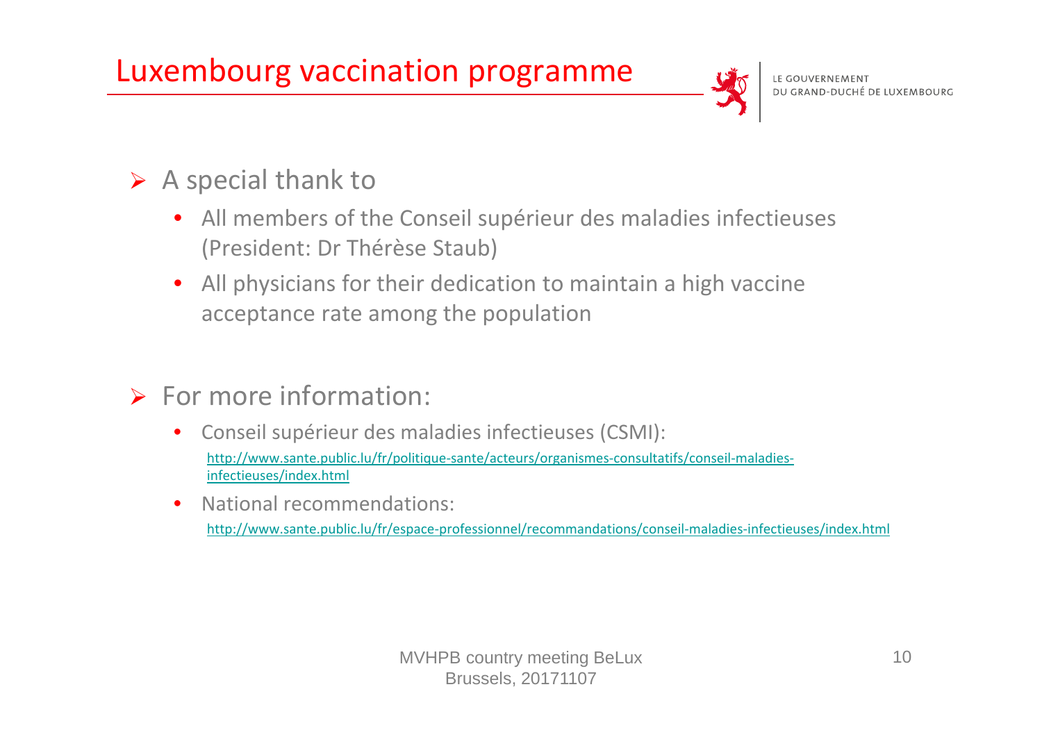# Luxembourg vaccination programme

LE GOUVERNEMENT
DU GRAND-DUCHÉ DE LUXEMBOURG

- A special thank to
  - All members of the Conseil supérieur des maladies infectieuses (President: Dr Thérèse Staub)
  - All physicians for their dedication to maintain a high vaccine acceptance rate among the population

- For more information:
  - Conseil supérieur des maladies infectieuses (CSMI):
    http://www.sante.public.lu/fr/politique-sante/acteurs/organismes-consultatifs/conseil-maladies-infectieuses/index.html
  - National recommendations:
    http://www.sante.public.lu/fr/espace-professionnel/recommandations/conseil-maladies-infectieuses/index.html

MVHPB country meeting BeLux
Brussels, 20171107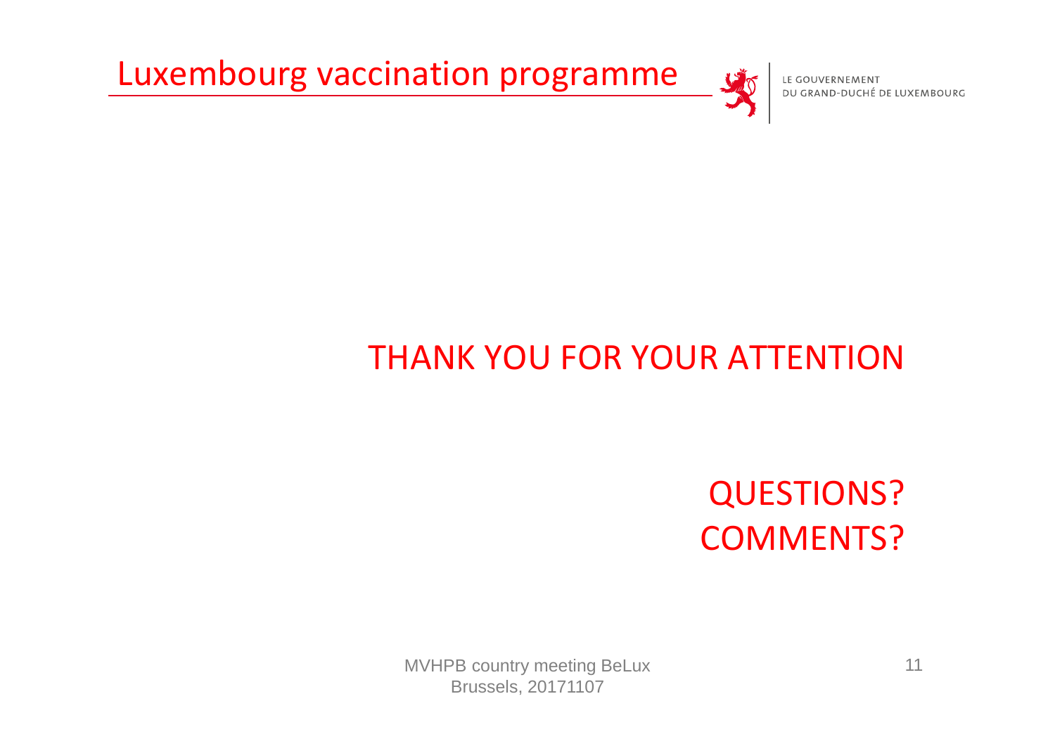THANK YOU FOR YOUR ATTENTION

QUESTIONS?
COMMENTS?